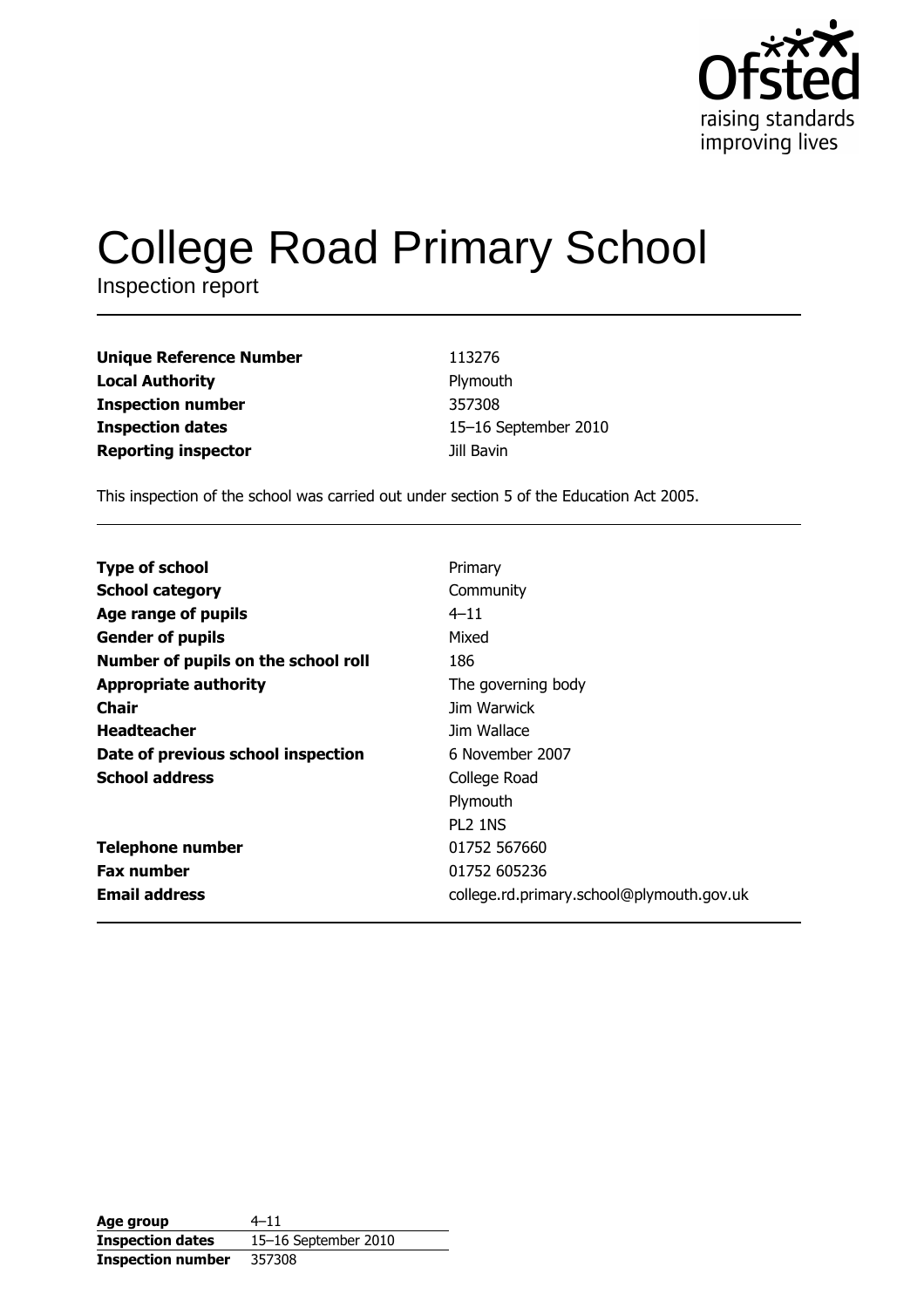Ofsted
raising standards
improving lives

# College Road Primary School

Inspection report

| | |
|---|---|
| **Unique Reference Number** | 113276 |
| **Local Authority** | Plymouth |
| **Inspection number** | 357308 |
| **Inspection dates** | 15–16 September 2010 |
| **Reporting inspector** | Jill Bavin |

This inspection of the school was carried out under section 5 of the Education Act 2005.

| | |
|---|---|
| **Type of school** | Primary |
| **School category** | Community |
| **Age range of pupils** | 4–11 |
| **Gender of pupils** | Mixed |
| **Number of pupils on the school roll** | 186 |
| **Appropriate authority** | The governing body |
| **Chair** | Jim Warwick |
| **Headteacher** | Jim Wallace |
| **Date of previous school inspection** | 6 November 2007 |
| **School address** | College Road<br>Plymouth<br>PL2 1NS |
| **Telephone number** | 01752 567660 |
| **Fax number** | 01752 605236 |
| **Email address** | college.rd.primary.school@plymouth.gov.uk |

| | |
|---|---|
| **Age group** | 4–11 |
| **Inspection dates** | 15–16 September 2010 |
| **Inspection number** | 357308 |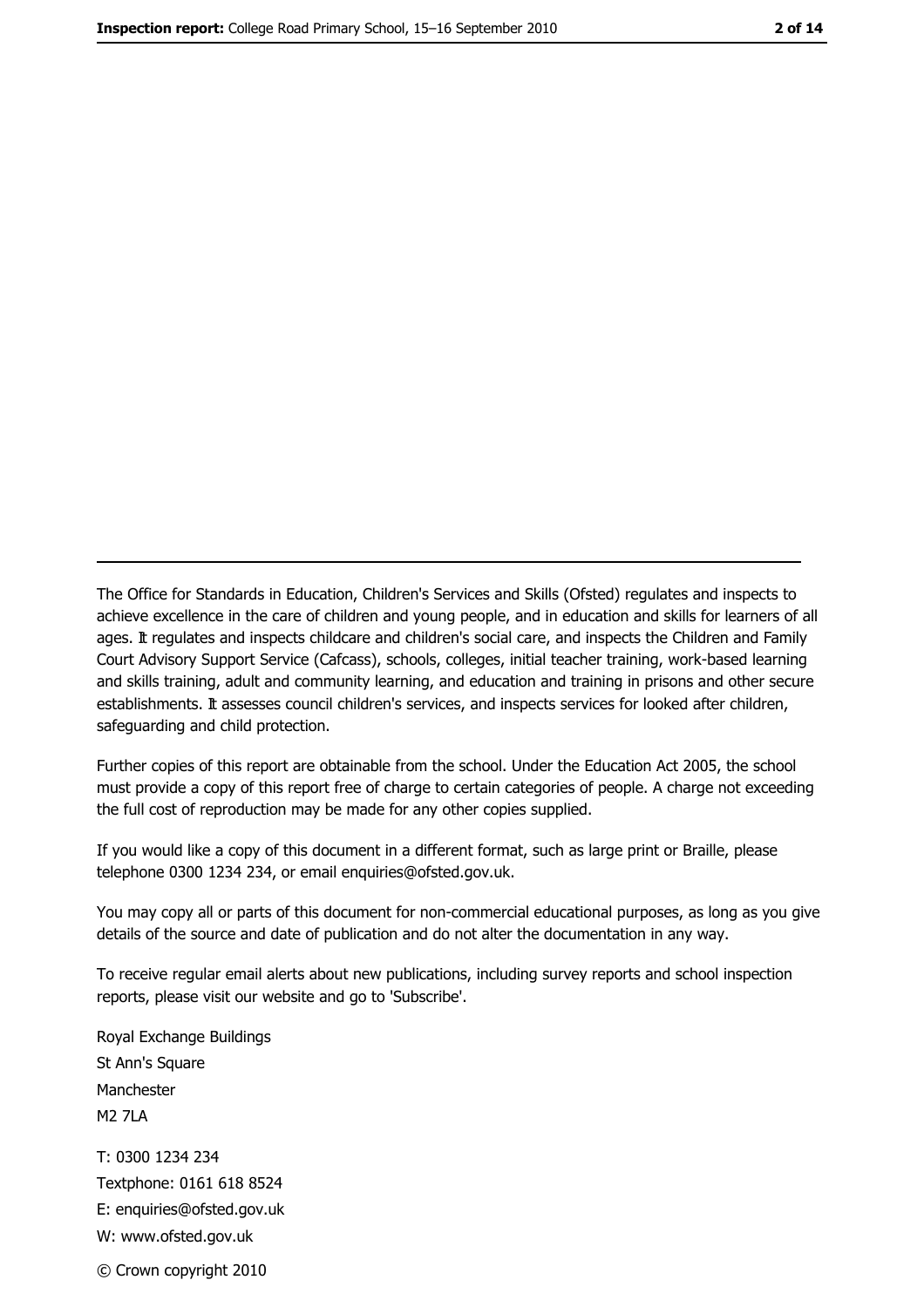The Office for Standards in Education, Children's Services and Skills (Ofsted) regulates and inspects to achieve excellence in the care of children and young people, and in education and skills for learners of all ages. It regulates and inspects childcare and children's social care, and inspects the Children and Family Court Advisory Support Service (Cafcass), schools, colleges, initial teacher training, work-based learning and skills training, adult and community learning, and education and training in prisons and other secure establishments. It assesses council children's services, and inspects services for looked after children, safeguarding and child protection.

Further copies of this report are obtainable from the school. Under the Education Act 2005, the school must provide a copy of this report free of charge to certain categories of people. A charge not exceeding the full cost of reproduction may be made for any other copies supplied.

If you would like a copy of this document in a different format, such as large print or Braille, please telephone 0300 1234 234, or email enquiries@ofsted.gov.uk.

You may copy all or parts of this document for non-commercial educational purposes, as long as you give details of the source and date of publication and do not alter the documentation in any way.

To receive regular email alerts about new publications, including survey reports and school inspection reports, please visit our website and go to 'Subscribe'.

Royal Exchange Buildings
St Ann's Square
Manchester
M2 7LA

T: 0300 1234 234
Textphone: 0161 618 8524
E: enquiries@ofsted.gov.uk
W: www.ofsted.gov.uk

© Crown copyright 2010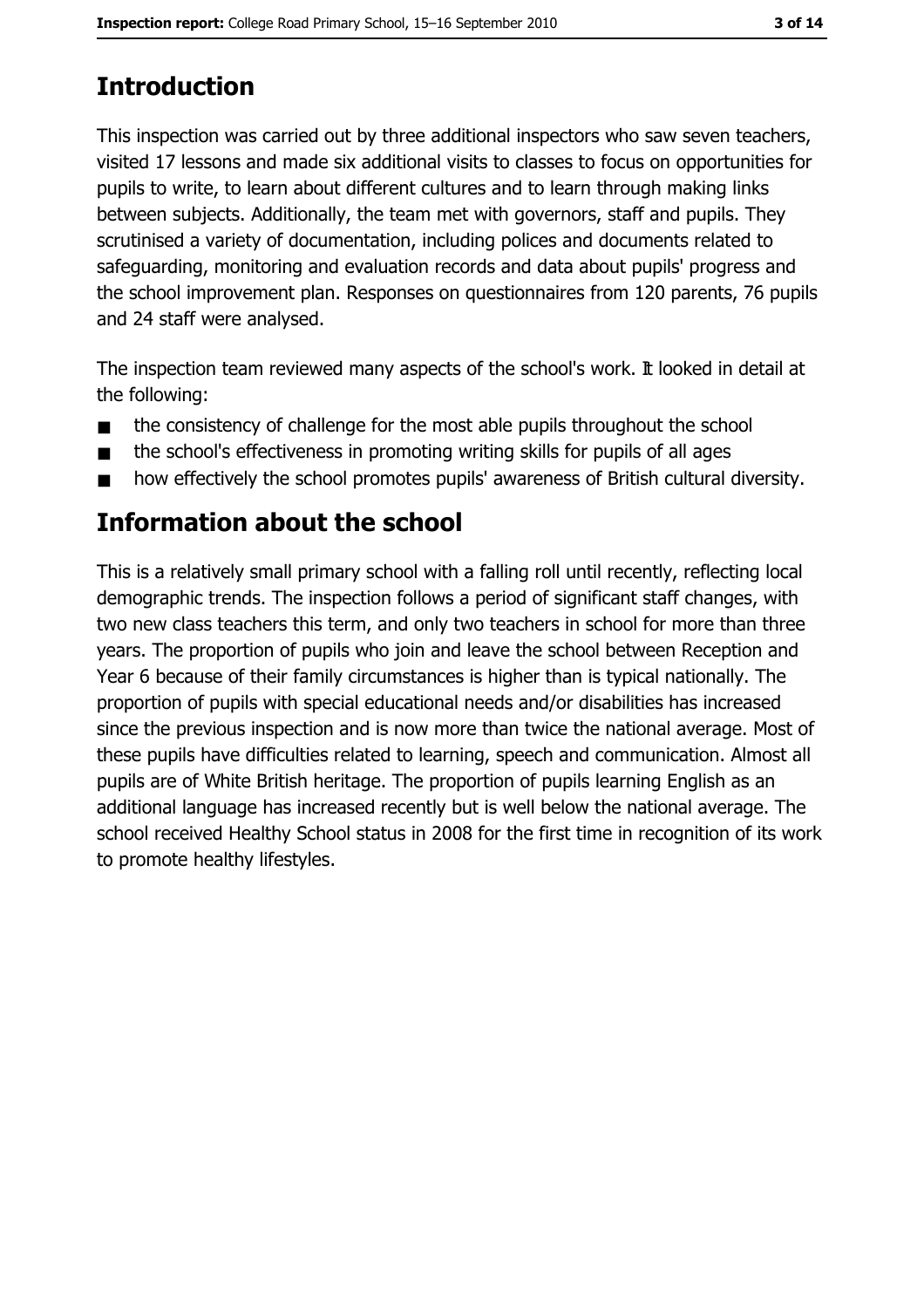## Introduction

This inspection was carried out by three additional inspectors who saw seven teachers, visited 17 lessons and made six additional visits to classes to focus on opportunities for pupils to write, to learn about different cultures and to learn through making links between subjects. Additionally, the team met with governors, staff and pupils. They scrutinised a variety of documentation, including polices and documents related to safeguarding, monitoring and evaluation records and data about pupils' progress and the school improvement plan. Responses on questionnaires from 120 parents, 76 pupils and 24 staff were analysed.

The inspection team reviewed many aspects of the school's work. It looked in detail at the following:

- the consistency of challenge for the most able pupils throughout the school
- the school's effectiveness in promoting writing skills for pupils of all ages
- how effectively the school promotes pupils' awareness of British cultural diversity.

## Information about the school

This is a relatively small primary school with a falling roll until recently, reflecting local demographic trends. The inspection follows a period of significant staff changes, with two new class teachers this term, and only two teachers in school for more than three years. The proportion of pupils who join and leave the school between Reception and Year 6 because of their family circumstances is higher than is typical nationally. The proportion of pupils with special educational needs and/or disabilities has increased since the previous inspection and is now more than twice the national average. Most of these pupils have difficulties related to learning, speech and communication. Almost all pupils are of White British heritage. The proportion of pupils learning English as an additional language has increased recently but is well below the national average. The school received Healthy School status in 2008 for the first time in recognition of its work to promote healthy lifestyles.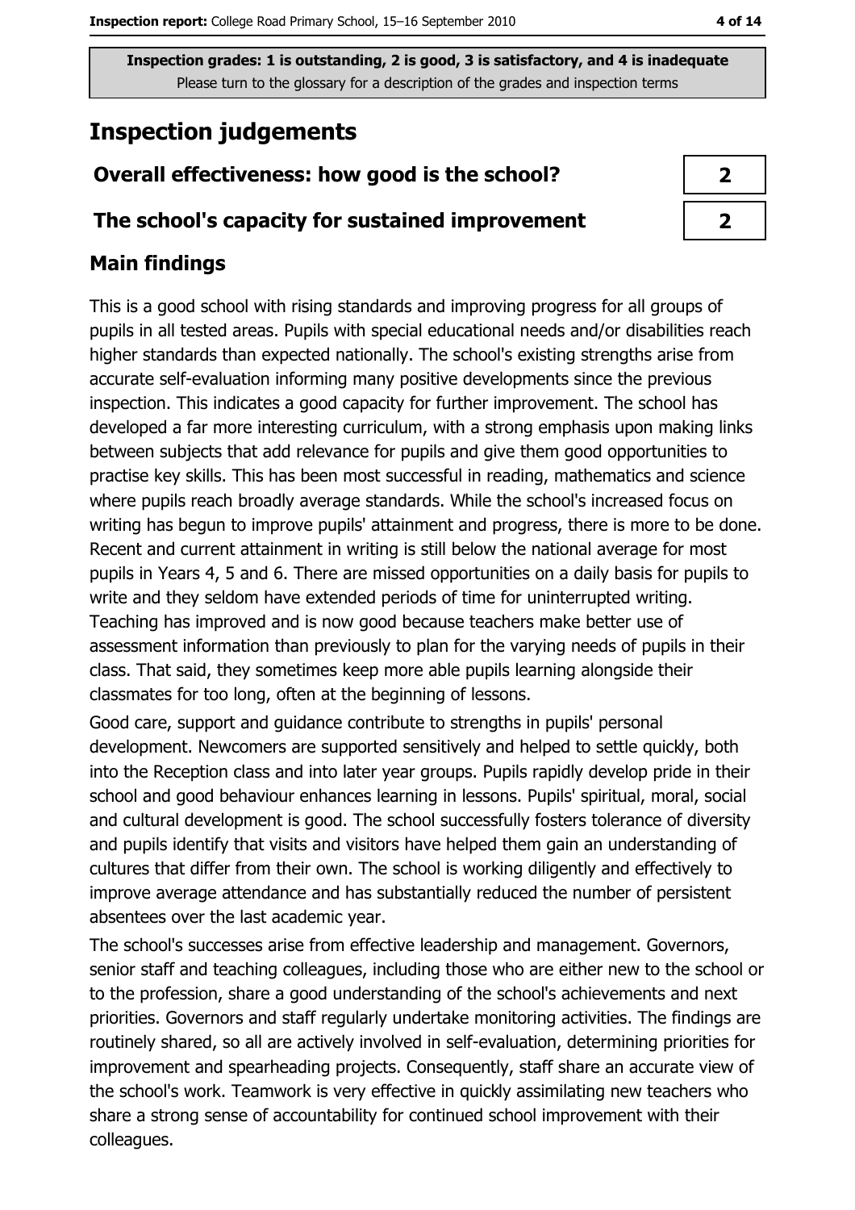Inspection grades: 1 is outstanding, 2 is good, 3 is satisfactory, and 4 is inadequate
Please turn to the glossary for a description of the grades and inspection terms

# Inspection judgements

| | |
|---|---|
| **Overall effectiveness: how good is the school?** | 2 |
| **The school's capacity for sustained improvement** | 2 |

## Main findings

This is a good school with rising standards and improving progress for all groups of pupils in all tested areas. Pupils with special educational needs and/or disabilities reach higher standards than expected nationally. The school's existing strengths arise from accurate self-evaluation informing many positive developments since the previous inspection. This indicates a good capacity for further improvement. The school has developed a far more interesting curriculum, with a strong emphasis upon making links between subjects that add relevance for pupils and give them good opportunities to practise key skills. This has been most successful in reading, mathematics and science where pupils reach broadly average standards. While the school's increased focus on writing has begun to improve pupils' attainment and progress, there is more to be done. Recent and current attainment in writing is still below the national average for most pupils in Years 4, 5 and 6. There are missed opportunities on a daily basis for pupils to write and they seldom have extended periods of time for uninterrupted writing. Teaching has improved and is now good because teachers make better use of assessment information than previously to plan for the varying needs of pupils in their class. That said, they sometimes keep more able pupils learning alongside their classmates for too long, often at the beginning of lessons.

Good care, support and guidance contribute to strengths in pupils' personal development. Newcomers are supported sensitively and helped to settle quickly, both into the Reception class and into later year groups. Pupils rapidly develop pride in their school and good behaviour enhances learning in lessons. Pupils' spiritual, moral, social and cultural development is good. The school successfully fosters tolerance of diversity and pupils identify that visits and visitors have helped them gain an understanding of cultures that differ from their own. The school is working diligently and effectively to improve average attendance and has substantially reduced the number of persistent absentees over the last academic year.

The school's successes arise from effective leadership and management. Governors, senior staff and teaching colleagues, including those who are either new to the school or to the profession, share a good understanding of the school's achievements and next priorities. Governors and staff regularly undertake monitoring activities. The findings are routinely shared, so all are actively involved in self-evaluation, determining priorities for improvement and spearheading projects. Consequently, staff share an accurate view of the school's work. Teamwork is very effective in quickly assimilating new teachers who share a strong sense of accountability for continued school improvement with their colleagues.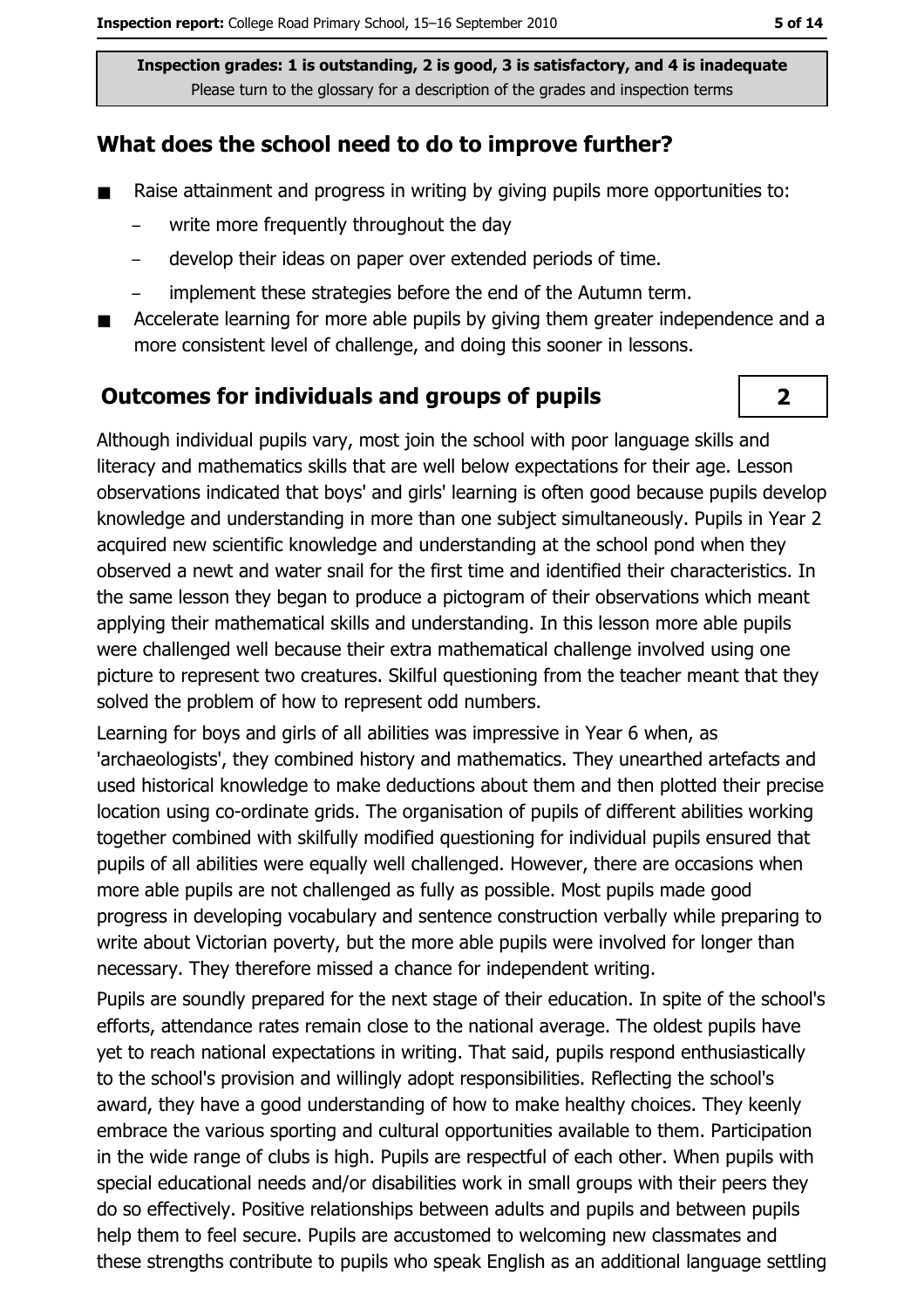Inspection grades: 1 is outstanding, 2 is good, 3 is satisfactory, and 4 is inadequate
Please turn to the glossary for a description of the grades and inspection terms

## What does the school need to do to improve further?

- Raise attainment and progress in writing by giving pupils more opportunities to:
  - write more frequently throughout the day
  - develop their ideas on paper over extended periods of time.
  - implement these strategies before the end of the Autumn term.
- Accelerate learning for more able pupils by giving them greater independence and a more consistent level of challenge, and doing this sooner in lessons.

## Outcomes for individuals and groups of pupils

**2**

Although individual pupils vary, most join the school with poor language skills and literacy and mathematics skills that are well below expectations for their age. Lesson observations indicated that boys' and girls' learning is often good because pupils develop knowledge and understanding in more than one subject simultaneously. Pupils in Year 2 acquired new scientific knowledge and understanding at the school pond when they observed a newt and water snail for the first time and identified their characteristics. In the same lesson they began to produce a pictogram of their observations which meant applying their mathematical skills and understanding. In this lesson more able pupils were challenged well because their extra mathematical challenge involved using one picture to represent two creatures. Skilful questioning from the teacher meant that they solved the problem of how to represent odd numbers.

Learning for boys and girls of all abilities was impressive in Year 6 when, as 'archaeologists', they combined history and mathematics. They unearthed artefacts and used historical knowledge to make deductions about them and then plotted their precise location using co-ordinate grids. The organisation of pupils of different abilities working together combined with skilfully modified questioning for individual pupils ensured that pupils of all abilities were equally well challenged. However, there are occasions when more able pupils are not challenged as fully as possible. Most pupils made good progress in developing vocabulary and sentence construction verbally while preparing to write about Victorian poverty, but the more able pupils were involved for longer than necessary. They therefore missed a chance for independent writing.

Pupils are soundly prepared for the next stage of their education. In spite of the school's efforts, attendance rates remain close to the national average. The oldest pupils have yet to reach national expectations in writing. That said, pupils respond enthusiastically to the school's provision and willingly adopt responsibilities. Reflecting the school's award, they have a good understanding of how to make healthy choices. They keenly embrace the various sporting and cultural opportunities available to them. Participation in the wide range of clubs is high. Pupils are respectful of each other. When pupils with special educational needs and/or disabilities work in small groups with their peers they do so effectively. Positive relationships between adults and pupils and between pupils help them to feel secure. Pupils are accustomed to welcoming new classmates and these strengths contribute to pupils who speak English as an additional language settling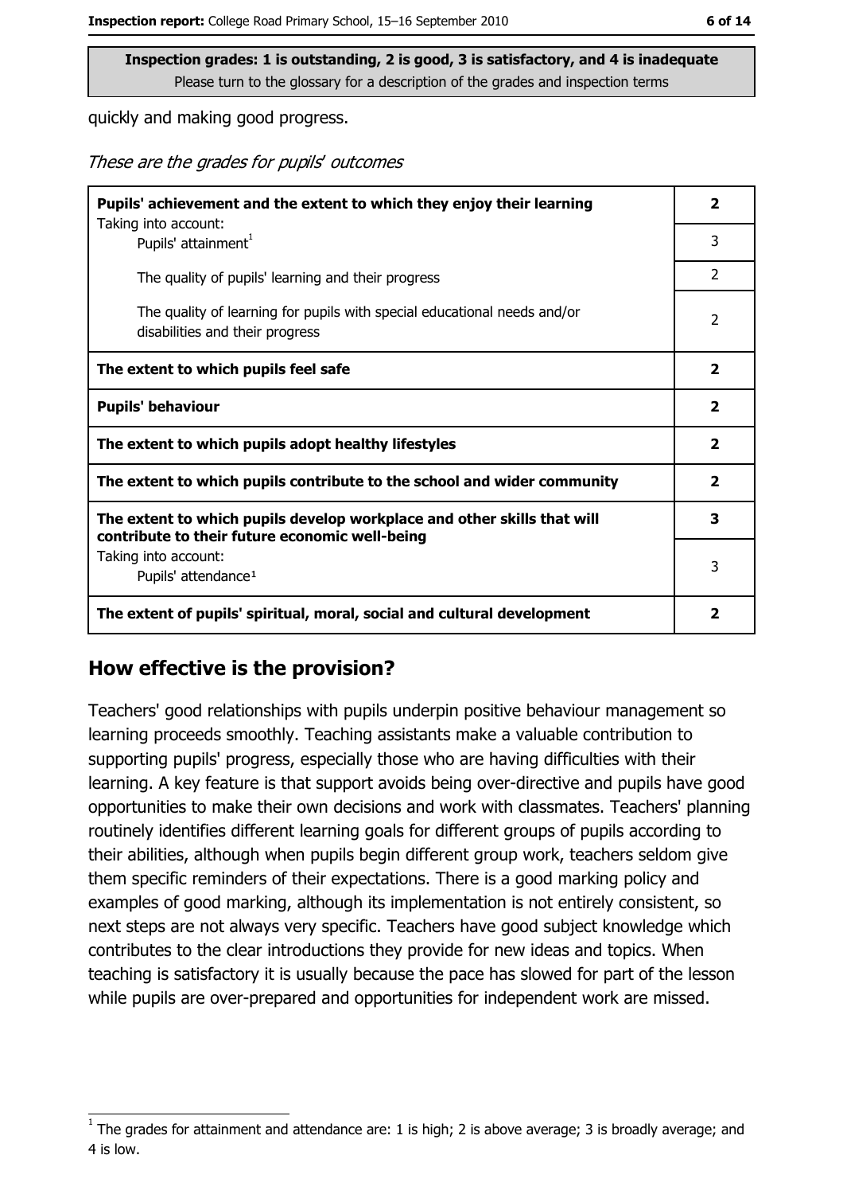**Inspection grades: 1 is outstanding, 2 is good, 3 is satisfactory, and 4 is inadequate**
Please turn to the glossary for a description of the grades and inspection terms

quickly and making good progress.

*These are the grades for pupils' outcomes*

| | |
|---|---|
| **Pupils' achievement and the extent to which they enjoy their learning** | **2** |
| Taking into account: Pupils' attainment[1] | 3 |
| The quality of pupils' learning and their progress | 2 |
| The quality of learning for pupils with special educational needs and/or disabilities and their progress | 2 |
| **The extent to which pupils feel safe** | **2** |
| **Pupils' behaviour** | **2** |
| **The extent to which pupils adopt healthy lifestyles** | **2** |
| **The extent to which pupils contribute to the school and wider community** | **2** |
| **The extent to which pupils develop workplace and other skills that will contribute to their future economic well-being** | **3** |
| Taking into account: Pupils' attendance[1] | 3 |
| **The extent of pupils' spiritual, moral, social and cultural development** | **2** |

## How effective is the provision?

Teachers' good relationships with pupils underpin positive behaviour management so learning proceeds smoothly. Teaching assistants make a valuable contribution to supporting pupils' progress, especially those who are having difficulties with their learning. A key feature is that support avoids being over-directive and pupils have good opportunities to make their own decisions and work with classmates. Teachers' planning routinely identifies different learning goals for different groups of pupils according to their abilities, although when pupils begin different group work, teachers seldom give them specific reminders of their expectations. There is a good marking policy and examples of good marking, although its implementation is not entirely consistent, so next steps are not always very specific. Teachers have good subject knowledge which contributes to the clear introductions they provide for new ideas and topics. When teaching is satisfactory it is usually because the pace has slowed for part of the lesson while pupils are over-prepared and opportunities for independent work are missed.

[1] The grades for attainment and attendance are: 1 is high; 2 is above average; 3 is broadly average; and 4 is low.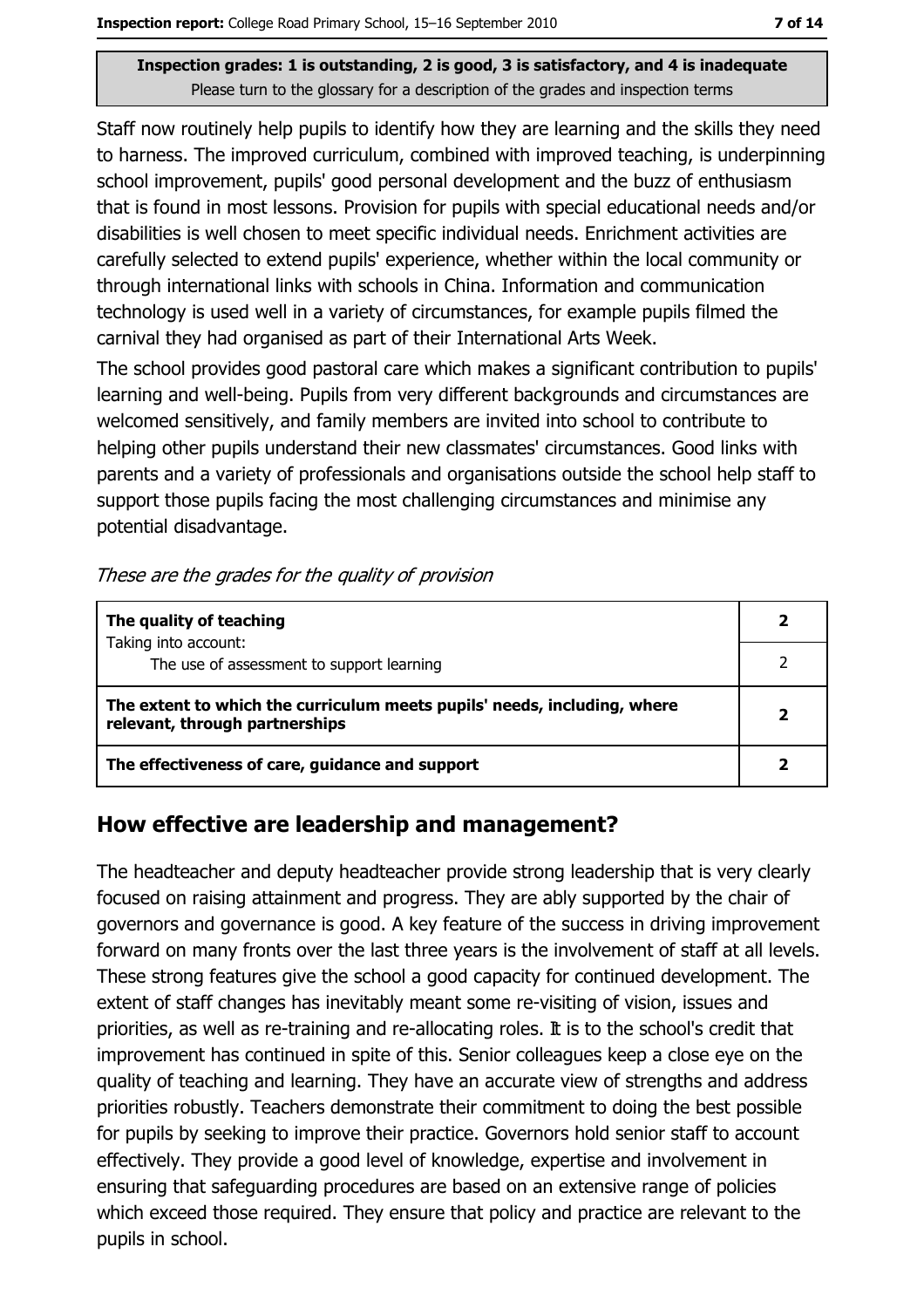**Inspection grades: 1 is outstanding, 2 is good, 3 is satisfactory, and 4 is inadequate**
Please turn to the glossary for a description of the grades and inspection terms

Staff now routinely help pupils to identify how they are learning and the skills they need to harness. The improved curriculum, combined with improved teaching, is underpinning school improvement, pupils' good personal development and the buzz of enthusiasm that is found in most lessons. Provision for pupils with special educational needs and/or disabilities is well chosen to meet specific individual needs. Enrichment activities are carefully selected to extend pupils' experience, whether within the local community or through international links with schools in China. Information and communication technology is used well in a variety of circumstances, for example pupils filmed the carnival they had organised as part of their International Arts Week.

The school provides good pastoral care which makes a significant contribution to pupils' learning and well-being. Pupils from very different backgrounds and circumstances are welcomed sensitively, and family members are invited into school to contribute to helping other pupils understand their new classmates' circumstances. Good links with parents and a variety of professionals and organisations outside the school help staff to support those pupils facing the most challenging circumstances and minimise any potential disadvantage.

*These are the grades for the quality of provision*

| | |
|---|---|
| **The quality of teaching**<br>Taking into account: | **2** |
| The use of assessment to support learning | 2 |
| **The extent to which the curriculum meets pupils' needs, including, where relevant, through partnerships** | **2** |
| **The effectiveness of care, guidance and support** | **2** |

## How effective are leadership and management?

The headteacher and deputy headteacher provide strong leadership that is very clearly focused on raising attainment and progress. They are ably supported by the chair of governors and governance is good. A key feature of the success in driving improvement forward on many fronts over the last three years is the involvement of staff at all levels. These strong features give the school a good capacity for continued development. The extent of staff changes has inevitably meant some re-visiting of vision, issues and priorities, as well as re-training and re-allocating roles. It is to the school's credit that improvement has continued in spite of this. Senior colleagues keep a close eye on the quality of teaching and learning. They have an accurate view of strengths and address priorities robustly. Teachers demonstrate their commitment to doing the best possible for pupils by seeking to improve their practice. Governors hold senior staff to account effectively. They provide a good level of knowledge, expertise and involvement in ensuring that safeguarding procedures are based on an extensive range of policies which exceed those required. They ensure that policy and practice are relevant to the pupils in school.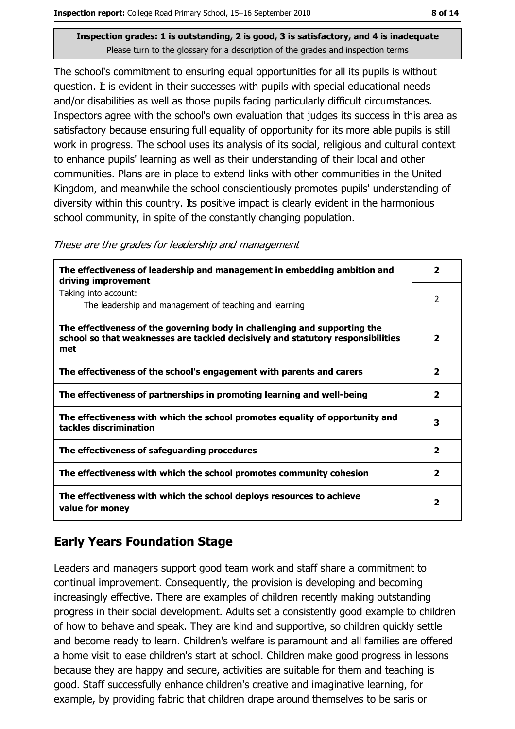Inspection grades: 1 is outstanding, 2 is good, 3 is satisfactory, and 4 is inadequate
Please turn to the glossary for a description of the grades and inspection terms

The school's commitment to ensuring equal opportunities for all its pupils is without question. It is evident in their successes with pupils with special educational needs and/or disabilities as well as those pupils facing particularly difficult circumstances. Inspectors agree with the school's own evaluation that judges its success in this area as satisfactory because ensuring full equality of opportunity for its more able pupils is still work in progress. The school uses its analysis of its social, religious and cultural context to enhance pupils' learning as well as their understanding of their local and other communities. Plans are in place to extend links with other communities in the United Kingdom, and meanwhile the school conscientiously promotes pupils' understanding of diversity within this country. Its positive impact is clearly evident in the harmonious school community, in spite of the constantly changing population.

*These are the grades for leadership and management*

| | |
|---|---|
| **The effectiveness of leadership and management in embedding ambition and driving improvement** | **2** |
| Taking into account: The leadership and management of teaching and learning | 2 |
| **The effectiveness of the governing body in challenging and supporting the school so that weaknesses are tackled decisively and statutory responsibilities met** | **2** |
| **The effectiveness of the school's engagement with parents and carers** | **2** |
| **The effectiveness of partnerships in promoting learning and well-being** | **2** |
| **The effectiveness with which the school promotes equality of opportunity and tackles discrimination** | **3** |
| **The effectiveness of safeguarding procedures** | **2** |
| **The effectiveness with which the school promotes community cohesion** | **2** |
| **The effectiveness with which the school deploys resources to achieve value for money** | **2** |

## Early Years Foundation Stage

Leaders and managers support good team work and staff share a commitment to continual improvement. Consequently, the provision is developing and becoming increasingly effective. There are examples of children recently making outstanding progress in their social development. Adults set a consistently good example to children of how to behave and speak. They are kind and supportive, so children quickly settle and become ready to learn. Children's welfare is paramount and all families are offered a home visit to ease children's start at school. Children make good progress in lessons because they are happy and secure, activities are suitable for them and teaching is good. Staff successfully enhance children's creative and imaginative learning, for example, by providing fabric that children drape around themselves to be saris or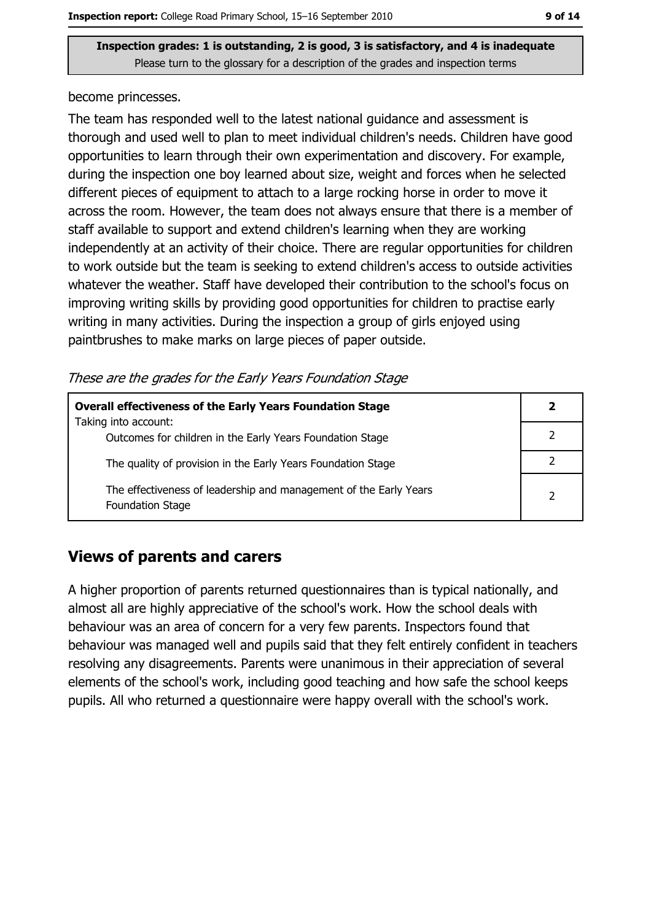**Inspection grades: 1 is outstanding, 2 is good, 3 is satisfactory, and 4 is inadequate**
Please turn to the glossary for a description of the grades and inspection terms

become princesses.

The team has responded well to the latest national guidance and assessment is thorough and used well to plan to meet individual children's needs. Children have good opportunities to learn through their own experimentation and discovery. For example, during the inspection one boy learned about size, weight and forces when he selected different pieces of equipment to attach to a large rocking horse in order to move it across the room. However, the team does not always ensure that there is a member of staff available to support and extend children's learning when they are working independently at an activity of their choice. There are regular opportunities for children to work outside but the team is seeking to extend children's access to outside activities whatever the weather. Staff have developed their contribution to the school's focus on improving writing skills by providing good opportunities for children to practise early writing in many activities. During the inspection a group of girls enjoyed using paintbrushes to make marks on large pieces of paper outside.

*These are the grades for the Early Years Foundation Stage*

| **Overall effectiveness of the Early Years Foundation Stage** Taking into account: | **2** |
|---|---|
| Outcomes for children in the Early Years Foundation Stage | 2 |
| The quality of provision in the Early Years Foundation Stage | 2 |
| The effectiveness of leadership and management of the Early Years Foundation Stage | 2 |

## Views of parents and carers

A higher proportion of parents returned questionnaires than is typical nationally, and almost all are highly appreciative of the school's work. How the school deals with behaviour was an area of concern for a very few parents. Inspectors found that behaviour was managed well and pupils said that they felt entirely confident in teachers resolving any disagreements. Parents were unanimous in their appreciation of several elements of the school's work, including good teaching and how safe the school keeps pupils. All who returned a questionnaire were happy overall with the school's work.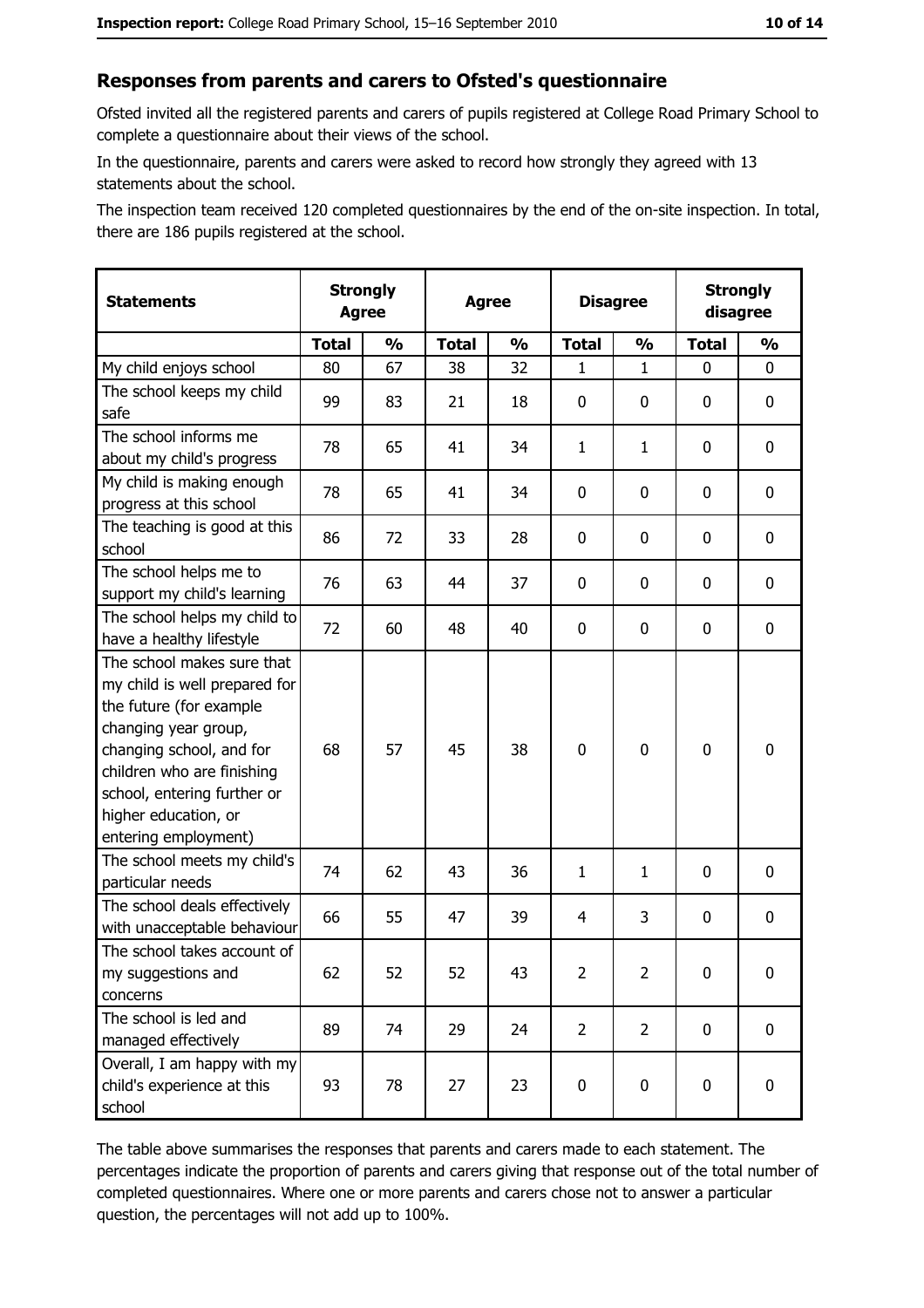## Responses from parents and carers to Ofsted's questionnaire

Ofsted invited all the registered parents and carers of pupils registered at College Road Primary School to complete a questionnaire about their views of the school.

In the questionnaire, parents and carers were asked to record how strongly they agreed with 13 statements about the school.

The inspection team received 120 completed questionnaires by the end of the on-site inspection. In total, there are 186 pupils registered at the school.

| Statements | Strongly Agree | | Agree | | Disagree | | Strongly disagree | |
|---|---|---|---|---|---|---|---|---|
| | Total | % | Total | % | Total | % | Total | % |
| My child enjoys school | 80 | 67 | 38 | 32 | 1 | 1 | 0 | 0 |
| The school keeps my child safe | 99 | 83 | 21 | 18 | 0 | 0 | 0 | 0 |
| The school informs me about my child's progress | 78 | 65 | 41 | 34 | 1 | 1 | 0 | 0 |
| My child is making enough progress at this school | 78 | 65 | 41 | 34 | 0 | 0 | 0 | 0 |
| The teaching is good at this school | 86 | 72 | 33 | 28 | 0 | 0 | 0 | 0 |
| The school helps me to support my child's learning | 76 | 63 | 44 | 37 | 0 | 0 | 0 | 0 |
| The school helps my child to have a healthy lifestyle | 72 | 60 | 48 | 40 | 0 | 0 | 0 | 0 |
| The school makes sure that my child is well prepared for the future (for example changing year group, changing school, and for children who are finishing school, entering further or higher education, or entering employment) | 68 | 57 | 45 | 38 | 0 | 0 | 0 | 0 |
| The school meets my child's particular needs | 74 | 62 | 43 | 36 | 1 | 1 | 0 | 0 |
| The school deals effectively with unacceptable behaviour | 66 | 55 | 47 | 39 | 4 | 3 | 0 | 0 |
| The school takes account of my suggestions and concerns | 62 | 52 | 52 | 43 | 2 | 2 | 0 | 0 |
| The school is led and managed effectively | 89 | 74 | 29 | 24 | 2 | 2 | 0 | 0 |
| Overall, I am happy with my child's experience at this school | 93 | 78 | 27 | 23 | 0 | 0 | 0 | 0 |

The table above summarises the responses that parents and carers made to each statement. The percentages indicate the proportion of parents and carers giving that response out of the total number of completed questionnaires. Where one or more parents and carers chose not to answer a particular question, the percentages will not add up to 100%.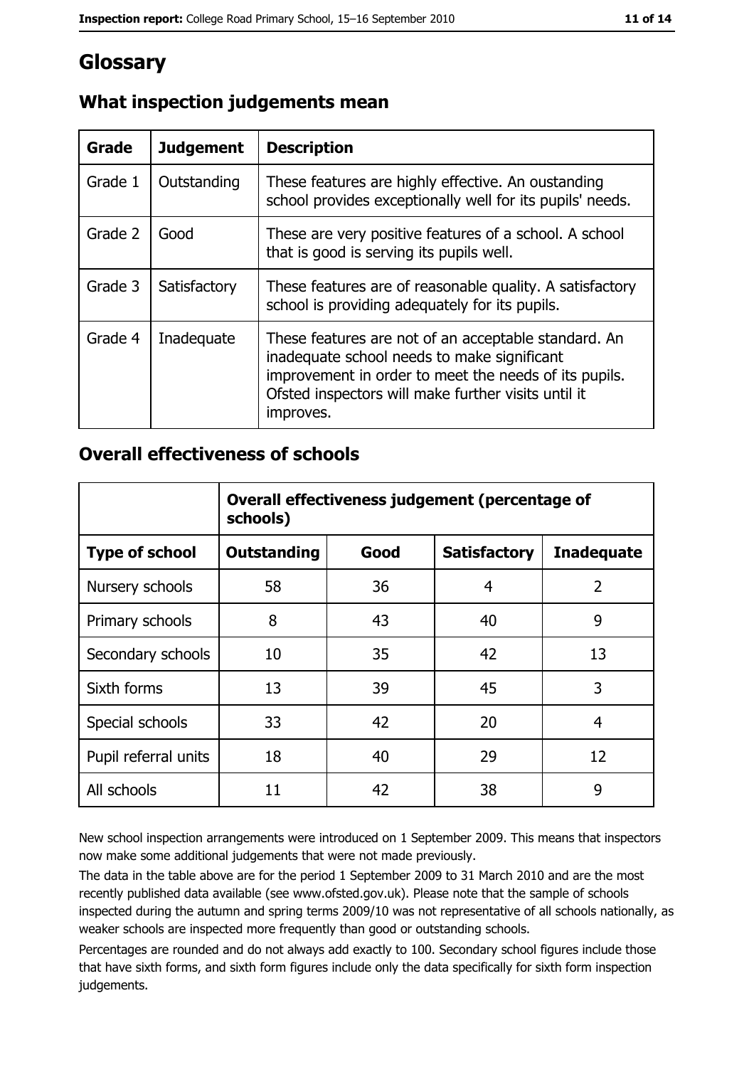# Glossary

## What inspection judgements mean

| Grade | Judgement | Description |
|---|---|---|
| Grade 1 | Outstanding | These features are highly effective. An oustanding school provides exceptionally well for its pupils' needs. |
| Grade 2 | Good | These are very positive features of a school. A school that is good is serving its pupils well. |
| Grade 3 | Satisfactory | These features are of reasonable quality. A satisfactory school is providing adequately for its pupils. |
| Grade 4 | Inadequate | These features are not of an acceptable standard. An inadequate school needs to make significant improvement in order to meet the needs of its pupils. Ofsted inspectors will make further visits until it improves. |

## Overall effectiveness of schools

| | Overall effectiveness judgement (percentage of schools) | | | |
|---|---|---|---|---|
| **Type of school** | **Outstanding** | **Good** | **Satisfactory** | **Inadequate** |
| Nursery schools | 58 | 36 | 4 | 2 |
| Primary schools | 8 | 43 | 40 | 9 |
| Secondary schools | 10 | 35 | 42 | 13 |
| Sixth forms | 13 | 39 | 45 | 3 |
| Special schools | 33 | 42 | 20 | 4 |
| Pupil referral units | 18 | 40 | 29 | 12 |
| All schools | 11 | 42 | 38 | 9 |

New school inspection arrangements were introduced on 1 September 2009. This means that inspectors now make some additional judgements that were not made previously.

The data in the table above are for the period 1 September 2009 to 31 March 2010 and are the most recently published data available (see www.ofsted.gov.uk). Please note that the sample of schools inspected during the autumn and spring terms 2009/10 was not representative of all schools nationally, as weaker schools are inspected more frequently than good or outstanding schools.

Percentages are rounded and do not always add exactly to 100. Secondary school figures include those that have sixth forms, and sixth form figures include only the data specifically for sixth form inspection judgements.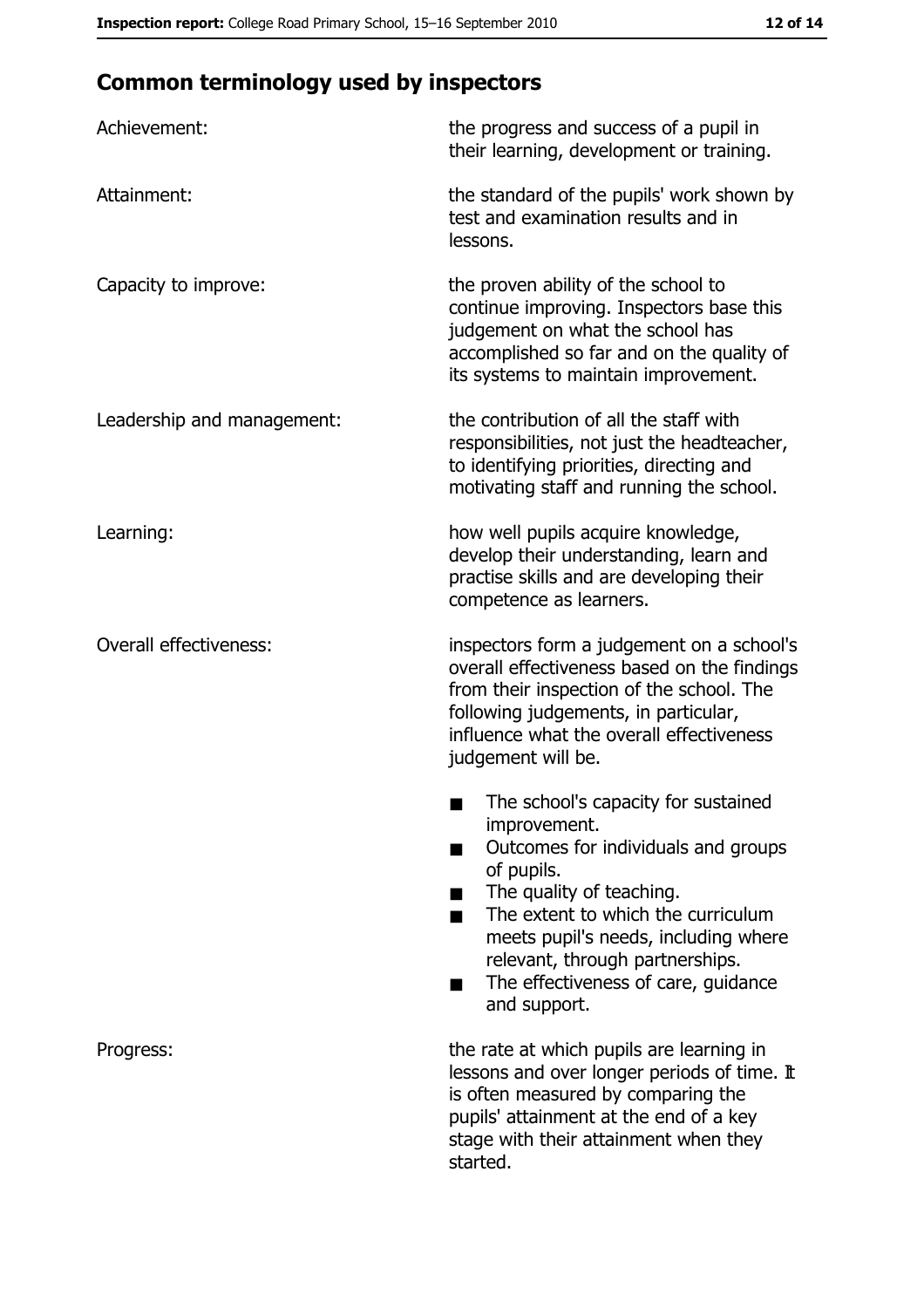## Common terminology used by inspectors

| | |
|---|---|
| Achievement: | the progress and success of a pupil in their learning, development or training. |
| Attainment: | the standard of the pupils' work shown by test and examination results and in lessons. |
| Capacity to improve: | the proven ability of the school to continue improving. Inspectors base this judgement on what the school has accomplished so far and on the quality of its systems to maintain improvement. |
| Leadership and management: | the contribution of all the staff with responsibilities, not just the headteacher, to identifying priorities, directing and motivating staff and running the school. |
| Learning: | how well pupils acquire knowledge, develop their understanding, learn and practise skills and are developing their competence as learners. |
| Overall effectiveness: | inspectors form a judgement on a school's overall effectiveness based on the findings from their inspection of the school. The following judgements, in particular, influence what the overall effectiveness judgement will be.<br>■ The school's capacity for sustained improvement.<br>■ Outcomes for individuals and groups of pupils.<br>■ The quality of teaching.<br>■ The extent to which the curriculum meets pupil's needs, including where relevant, through partnerships.<br>■ The effectiveness of care, guidance and support. |
| Progress: | the rate at which pupils are learning in lessons and over longer periods of time. It is often measured by comparing the pupils' attainment at the end of a key stage with their attainment when they started. |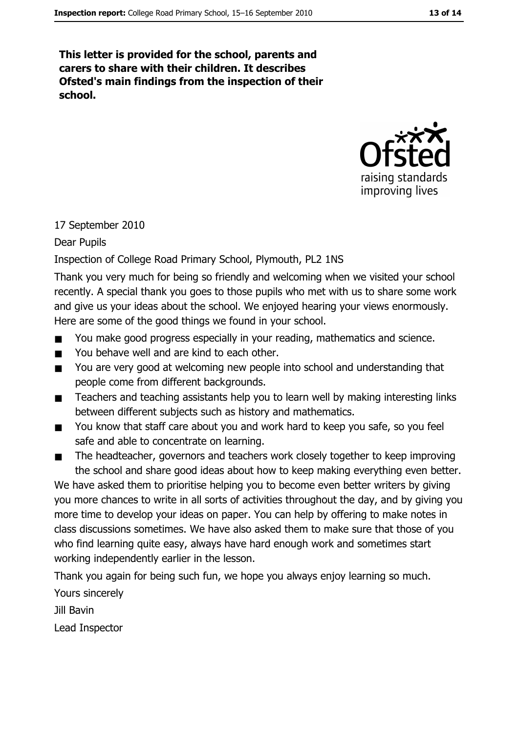**This letter is provided for the school, parents and carers to share with their children. It describes Ofsted's main findings from the inspection of their school.**

17 September 2010

Dear Pupils

Inspection of College Road Primary School, Plymouth, PL2 1NS

Thank you very much for being so friendly and welcoming when we visited your school recently. A special thank you goes to those pupils who met with us to share some work and give us your ideas about the school. We enjoyed hearing your views enormously. Here are some of the good things we found in your school.

- You make good progress especially in your reading, mathematics and science.
- You behave well and are kind to each other.
- You are very good at welcoming new people into school and understanding that people come from different backgrounds.
- Teachers and teaching assistants help you to learn well by making interesting links between different subjects such as history and mathematics.
- You know that staff care about you and work hard to keep you safe, so you feel safe and able to concentrate on learning.
- The headteacher, governors and teachers work closely together to keep improving the school and share good ideas about how to keep making everything even better.

We have asked them to prioritise helping you to become even better writers by giving you more chances to write in all sorts of activities throughout the day, and by giving you more time to develop your ideas on paper. You can help by offering to make notes in class discussions sometimes. We have also asked them to make sure that those of you who find learning quite easy, always have hard enough work and sometimes start working independently earlier in the lesson.

Thank you again for being such fun, we hope you always enjoy learning so much.

Yours sincerely

Jill Bavin

Lead Inspector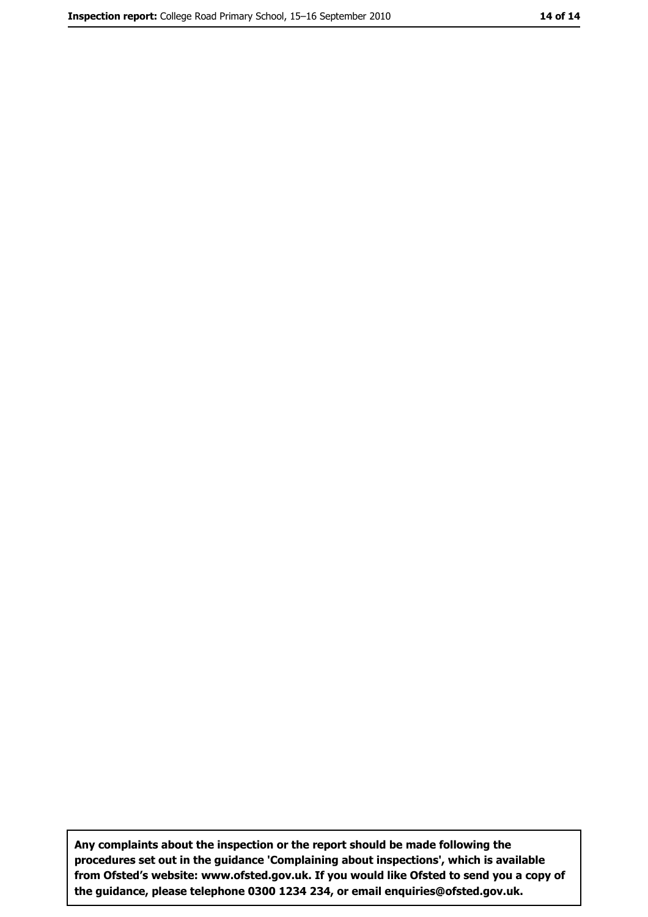**Any complaints about the inspection or the report should be made following the procedures set out in the guidance 'Complaining about inspections', which is available from Ofsted's website: www.ofsted.gov.uk. If you would like Ofsted to send you a copy of the guidance, please telephone 0300 1234 234, or email enquiries@ofsted.gov.uk.**